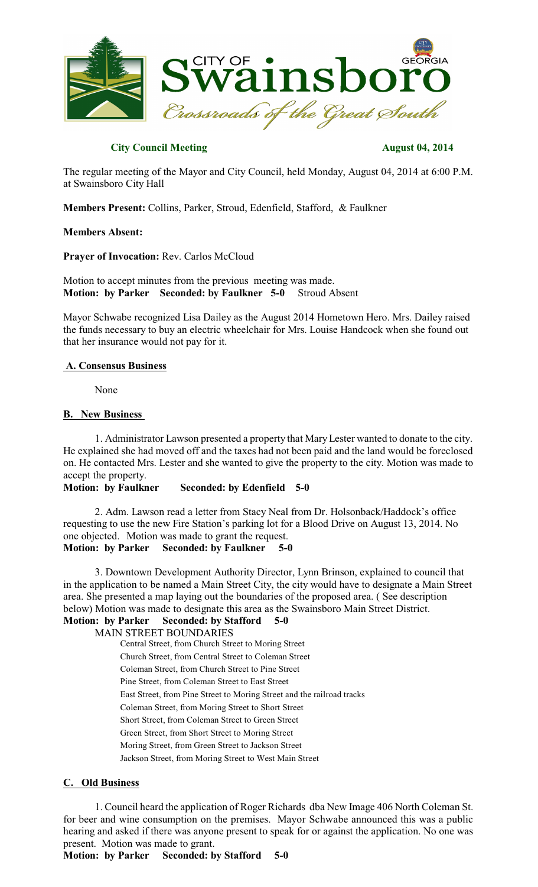**City Council Meeting** **August 04, 2014**

The regular meeting of the Mayor and City Council, held Monday, August 04, 2014 at 6:00 P.M. at Swainsboro City Hall

**Members Present:** Collins, Parker, Stroud, Edenfield, Stafford, & Faulkner

**Members Absent:**

**Prayer of Invocation:** Rev. Carlos McCloud

Motion to accept minutes from the previous meeting was made.
**Motion: by Parker Seconded: by Faulkner 5-0** Stroud Absent

Mayor Schwabe recognized Lisa Dailey as the August 2014 Hometown Hero. Mrs. Dailey raised the funds necessary to buy an electric wheelchair for Mrs. Louise Handcock when she found out that her insurance would not pay for it.

## A. Consensus Business

None

## B. New Business

1. Administrator Lawson presented a property that Mary Lester wanted to donate to the city. He explained she had moved off and the taxes had not been paid and the land would be foreclosed on. He contacted Mrs. Lester and she wanted to give the property to the city. Motion was made to accept the property.
**Motion: by Faulkner Seconded: by Edenfield 5-0**

2. Adm. Lawson read a letter from Stacy Neal from Dr. Holsonback/Haddock's office requesting to use the new Fire Station's parking lot for a Blood Drive on August 13, 2014. No one objected. Motion was made to grant the request.
**Motion: by Parker Seconded: by Faulkner 5-0**

3. Downtown Development Authority Director, Lynn Brinson, explained to council that in the application to be named a Main Street City, the city would have to designate a Main Street area. She presented a map laying out the boundaries of the proposed area. ( See description below) Motion was made to designate this area as the Swainsboro Main Street District.
**Motion: by Parker Seconded: by Stafford 5-0**

MAIN STREET BOUNDARIES

Central Street, from Church Street to Moring Street
Church Street, from Central Street to Coleman Street
Coleman Street, from Church Street to Pine Street
Pine Street, from Coleman Street to East Street
East Street, from Pine Street to Moring Street and the railroad tracks
Coleman Street, from Moring Street to Short Street
Short Street, from Coleman Street to Green Street
Green Street, from Short Street to Moring Street
Moring Street, from Green Street to Jackson Street
Jackson Street, from Moring Street to West Main Street

## C. Old Business

1. Council heard the application of Roger Richards dba New Image 406 North Coleman St. for beer and wine consumption on the premises. Mayor Schwabe announced this was a public hearing and asked if there was anyone present to speak for or against the application. No one was present. Motion was made to grant.
**Motion: by Parker Seconded: by Stafford 5-0**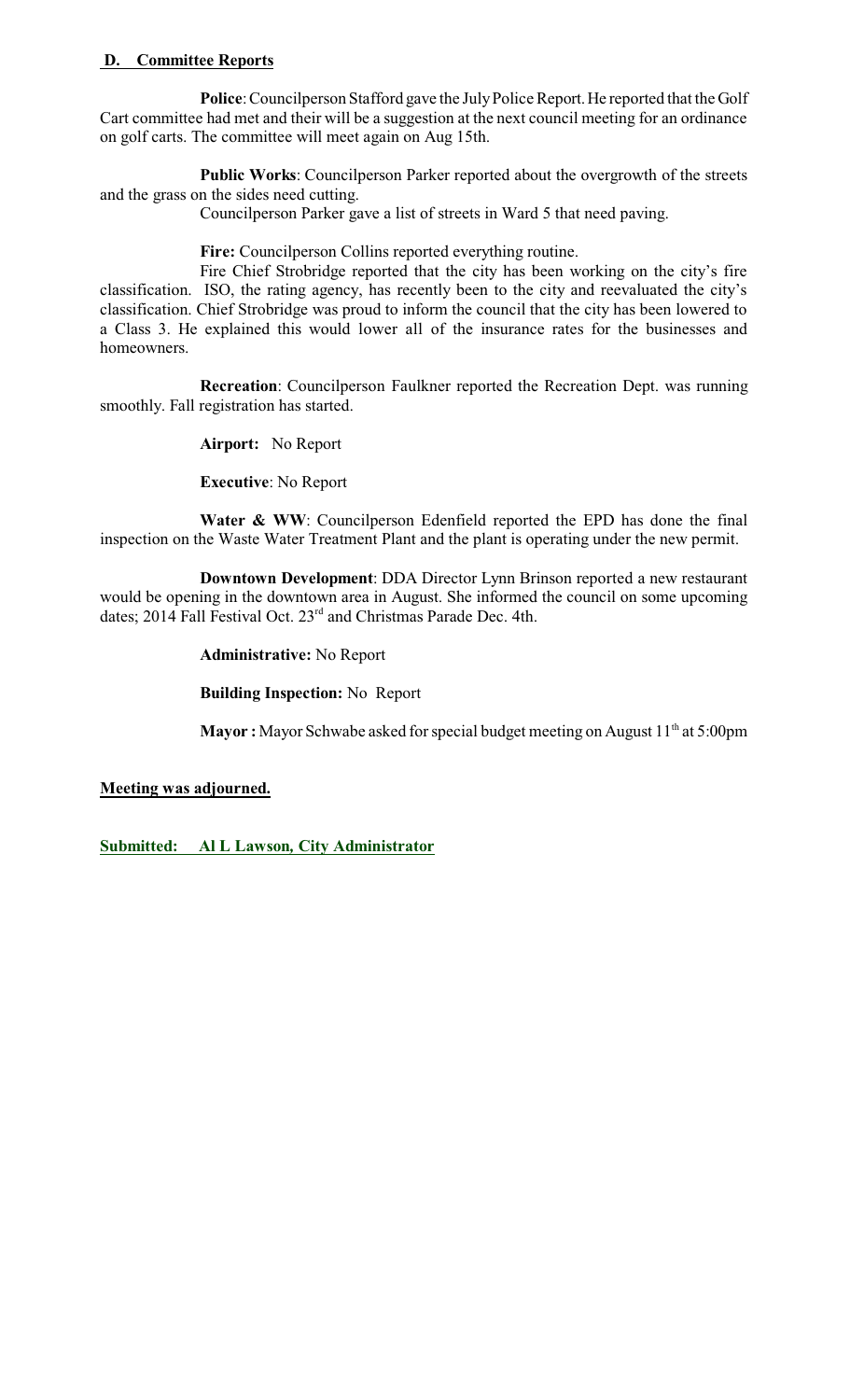## D. Committee Reports

**Police**: Councilperson Stafford gave the July Police Report. He reported that the Golf Cart committee had met and their will be a suggestion at the next council meeting for an ordinance on golf carts. The committee will meet again on Aug 15th.

**Public Works**: Councilperson Parker reported about the overgrowth of the streets and the grass on the sides need cutting.

Councilperson Parker gave a list of streets in Ward 5 that need paving.

**Fire:** Councilperson Collins reported everything routine.

Fire Chief Strobridge reported that the city has been working on the city's fire classification. ISO, the rating agency, has recently been to the city and reevaluated the city's classification. Chief Strobridge was proud to inform the council that the city has been lowered to a Class 3. He explained this would lower all of the insurance rates for the businesses and homeowners.

**Recreation**: Councilperson Faulkner reported the Recreation Dept. was running smoothly. Fall registration has started.

**Airport:** No Report

**Executive**: No Report

**Water & WW**: Councilperson Edenfield reported the EPD has done the final inspection on the Waste Water Treatment Plant and the plant is operating under the new permit.

**Downtown Development**: DDA Director Lynn Brinson reported a new restaurant would be opening in the downtown area in August. She informed the council on some upcoming dates; 2014 Fall Festival Oct. 23rd and Christmas Parade Dec. 4th.

**Administrative:** No Report

**Building Inspection:** No Report

**Mayor :** Mayor Schwabe asked for special budget meeting on August 11th at 5:00pm

**Meeting was adjourned.**

**Submitted: Al L Lawson, City Administrator**